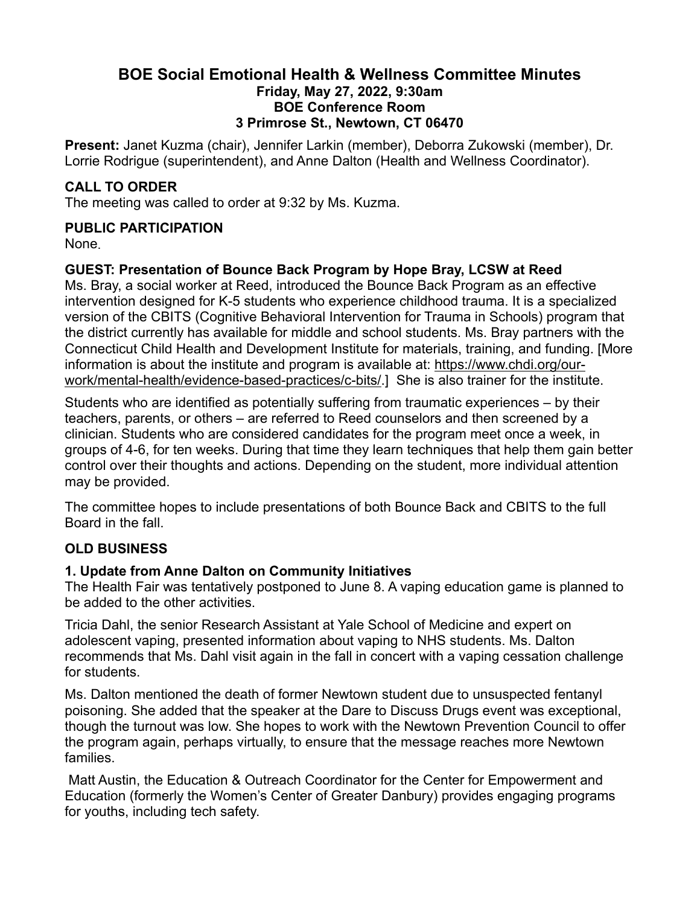# BOE Social Emotional Health & Wellness Committee Minutes

**Friday, May 27, 2022, 9:30am**
**BOE Conference Room**
**3 Primrose St., Newtown, CT 06470**

**Present:** Janet Kuzma (chair), Jennifer Larkin (member), Deborra Zukowski (member), Dr. Lorrie Rodrigue (superintendent), and Anne Dalton (Health and Wellness Coordinator).

### CALL TO ORDER

The meeting was called to order at 9:32 by Ms. Kuzma.

### PUBLIC PARTICIPATION

None.

### GUEST: Presentation of Bounce Back Program by Hope Bray, LCSW at Reed

Ms. Bray, a social worker at Reed, introduced the Bounce Back Program as an effective intervention designed for K-5 students who experience childhood trauma. It is a specialized version of the CBITS (Cognitive Behavioral Intervention for Trauma in Schools) program that the district currently has available for middle and school students. Ms. Bray partners with the Connecticut Child Health and Development Institute for materials, training, and funding. [More information is about the institute and program is available at: https://www.chdi.org/our-work/mental-health/evidence-based-practices/c-bits/.] She is also trainer for the institute.

Students who are identified as potentially suffering from traumatic experiences – by their teachers, parents, or others – are referred to Reed counselors and then screened by a clinician. Students who are considered candidates for the program meet once a week, in groups of 4-6, for ten weeks. During that time they learn techniques that help them gain better control over their thoughts and actions. Depending on the student, more individual attention may be provided.

The committee hopes to include presentations of both Bounce Back and CBITS to the full Board in the fall.

### OLD BUSINESS

#### 1. Update from Anne Dalton on Community Initiatives

The Health Fair was tentatively postponed to June 8. A vaping education game is planned to be added to the other activities.

Tricia Dahl, the senior Research Assistant at Yale School of Medicine and expert on adolescent vaping, presented information about vaping to NHS students. Ms. Dalton recommends that Ms. Dahl visit again in the fall in concert with a vaping cessation challenge for students.

Ms. Dalton mentioned the death of former Newtown student due to unsuspected fentanyl poisoning. She added that the speaker at the Dare to Discuss Drugs event was exceptional, though the turnout was low. She hopes to work with the Newtown Prevention Council to offer the program again, perhaps virtually, to ensure that the message reaches more Newtown families.

Matt Austin, the Education & Outreach Coordinator for the Center for Empowerment and Education (formerly the Women's Center of Greater Danbury) provides engaging programs for youths, including tech safety.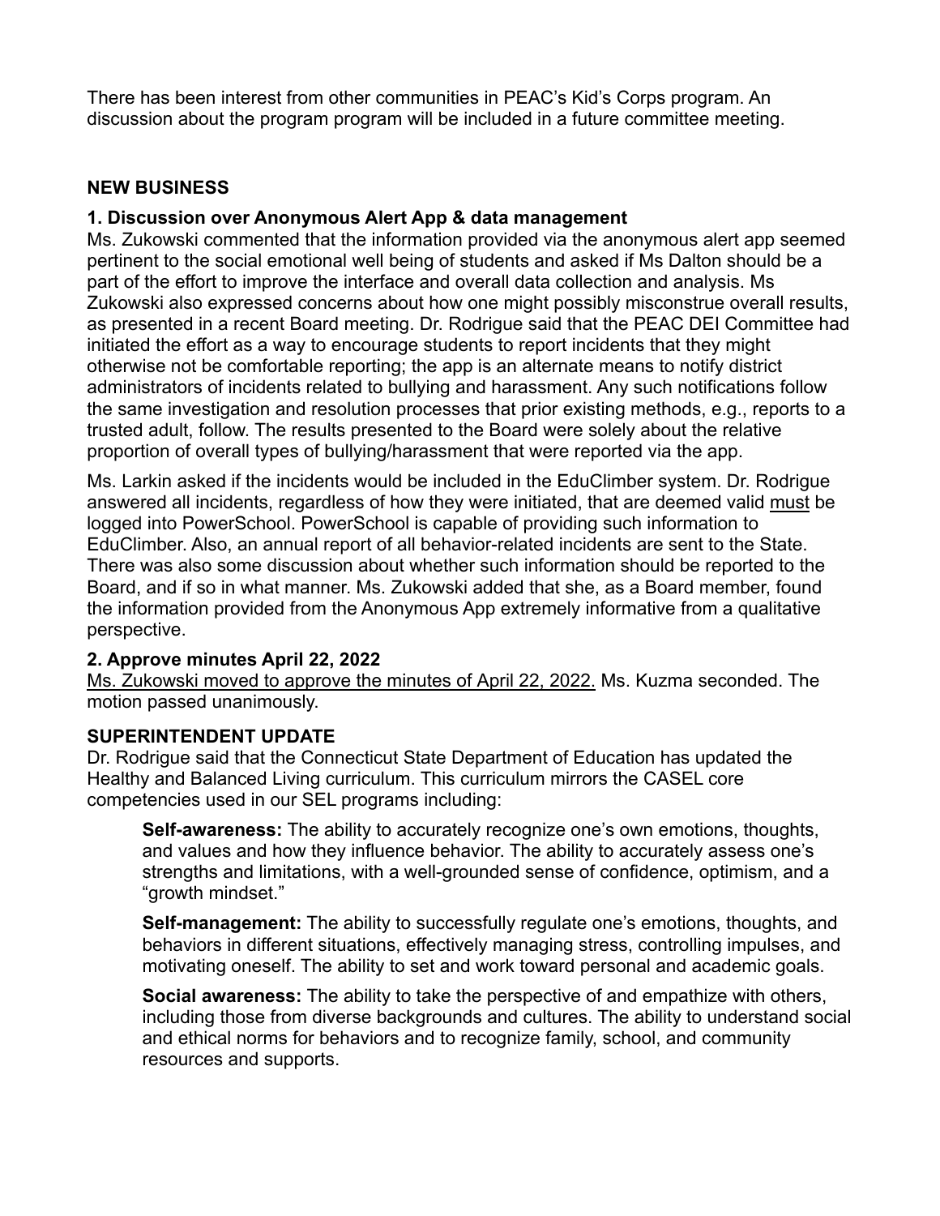There has been interest from other communities in PEAC's Kid's Corps program. An discussion about the program program will be included in a future committee meeting.

## NEW BUSINESS

### 1. Discussion over Anonymous Alert App & data management

Ms. Zukowski commented that the information provided via the anonymous alert app seemed pertinent to the social emotional well being of students and asked if Ms Dalton should be a part of the effort to improve the interface and overall data collection and analysis. Ms Zukowski also expressed concerns about how one might possibly misconstrue overall results, as presented in a recent Board meeting. Dr. Rodrigue said that the PEAC DEI Committee had initiated the effort as a way to encourage students to report incidents that they might otherwise not be comfortable reporting; the app is an alternate means to notify district administrators of incidents related to bullying and harassment. Any such notifications follow the same investigation and resolution processes that prior existing methods, e.g., reports to a trusted adult, follow. The results presented to the Board were solely about the relative proportion of overall types of bullying/harassment that were reported via the app.

Ms. Larkin asked if the incidents would be included in the EduClimber system. Dr. Rodrigue answered all incidents, regardless of how they were initiated, that are deemed valid <u>must</u> be logged into PowerSchool. PowerSchool is capable of providing such information to EduClimber. Also, an annual report of all behavior-related incidents are sent to the State. There was also some discussion about whether such information should be reported to the Board, and if so in what manner. Ms. Zukowski added that she, as a Board member, found the information provided from the Anonymous App extremely informative from a qualitative perspective.

### 2. Approve minutes April 22, 2022

<u>Ms. Zukowski moved to approve the minutes of April 22, 2022.</u> Ms. Kuzma seconded. The motion passed unanimously.

## SUPERINTENDENT UPDATE

Dr. Rodrigue said that the Connecticut State Department of Education has updated the Healthy and Balanced Living curriculum. This curriculum mirrors the CASEL core competencies used in our SEL programs including:

> **Self-awareness:** The ability to accurately recognize one's own emotions, thoughts, and values and how they influence behavior. The ability to accurately assess one's strengths and limitations, with a well-grounded sense of confidence, optimism, and a "growth mindset."
>
> **Self-management:** The ability to successfully regulate one's emotions, thoughts, and behaviors in different situations, effectively managing stress, controlling impulses, and motivating oneself. The ability to set and work toward personal and academic goals.
>
> **Social awareness:** The ability to take the perspective of and empathize with others, including those from diverse backgrounds and cultures. The ability to understand social and ethical norms for behaviors and to recognize family, school, and community resources and supports.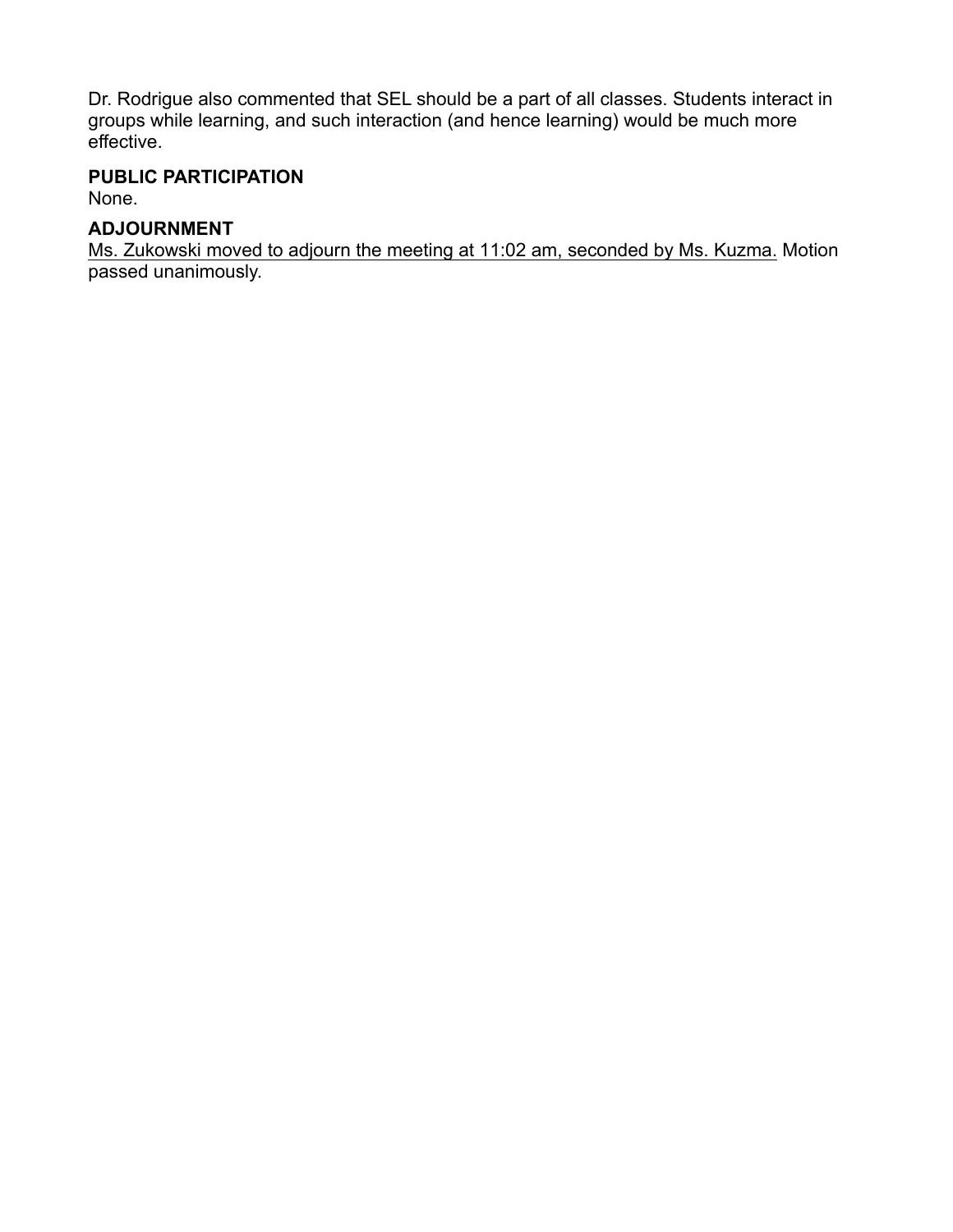Dr. Rodrigue also commented that SEL should be a part of all classes. Students interact in groups while learning, and such interaction (and hence learning) would be much more effective.

**PUBLIC PARTICIPATION**
None.

**ADJOURNMENT**
<u>Ms. Zukowski moved to adjourn the meeting at 11:02 am, seconded by Ms. Kuzma.</u> Motion passed unanimously.